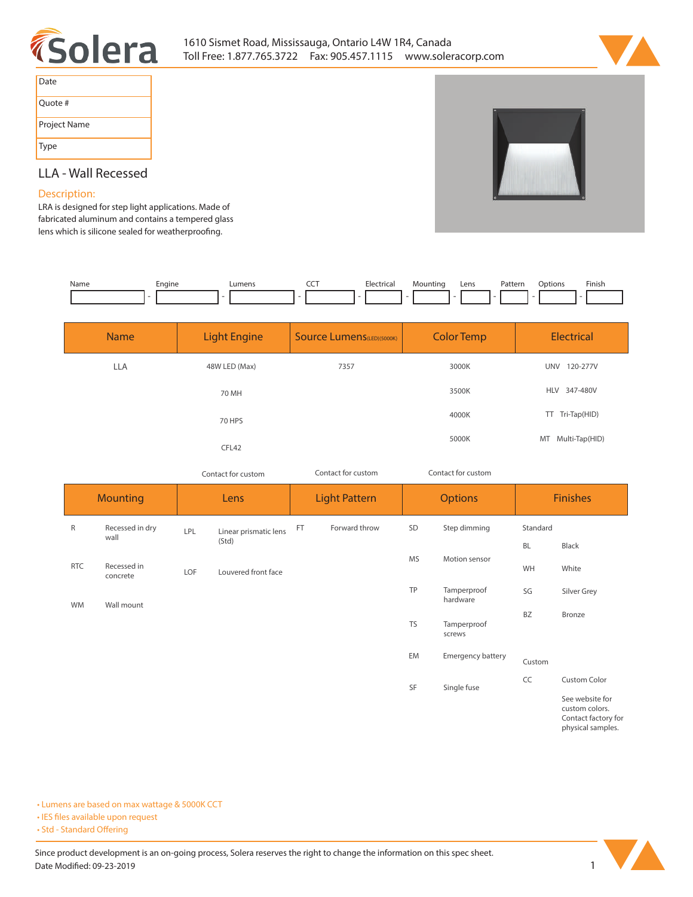1610 Sismet Road, Mississauga, Ontario L4W 1R4, Canada
Toll Free: 1.877.765.3722 Fax: 905.457.1115 www.soleracorp.com

| Date | |
|---|---|
| Quote # | |
| Project Name | |
| Type | |

## LLA - Wall Recessed

### Description:

LRA is designed for step light applications. Made of fabricated aluminum and contains a tempered glass lens which is silicone sealed for weatherproofing.

| Name | | Engine | | Lumens | | CCT | | Electrical | | Mounting | | Lens | | Pattern | | Options | | Finish |
|---|---|---|---|---|---|---|---|---|---|---|---|---|---|---|---|---|---|---|
| | - | | - | | - | | - | | - | | - | | - | | - | | - | |

| Name | Light Engine | Source Lumens(LED)(5000K) | Color Temp | Electrical |
|---|---|---|---|---|
| LLA | 48W LED (Max) | 7357 | 3000K | UNV 120-277V |
| | 70 MH | | 3500K | HLV 347-480V |
| | 70 HPS | | 4000K | TT Tri-Tap(HID) |
| | CFL42 | | 5000K | MT Multi-Tap(HID) |
| | Contact for custom | Contact for custom | Contact for custom | |

| Mounting | | Lens | | Light Pattern | | Options | | Finishes | |
|---|---|---|---|---|---|---|---|---|---|
| R | Recessed in dry wall | LPL | Linear prismatic lens (Std) | FT | Forward throw | SD | Step dimming | Standard | |
| | | | | | | | | BL | Black |
| RTC | Recessed in concrete | LOF | Louvered front face | | | MS | Motion sensor | WH | White |
| | | | | | | TP | Tamperproof hardware | SG | Silver Grey |
| WM | Wall mount | | | | | | | BZ | Bronze |
| | | | | | | TS | Tamperproof screws | | |
| | | | | | | EM | Emergency battery | Custom | |
| | | | | | | SF | Single fuse | CC | Custom Color |
| | | | | | | | | | See website for custom colors. Contact factory for physical samples. |

- Lumens are based on max wattage & 5000K CCT
- IES files available upon request
- Std - Standard Offering

Since product development is an on-going process, Solera reserves the right to change the information on this spec sheet.
Date Modified: 09-23-2019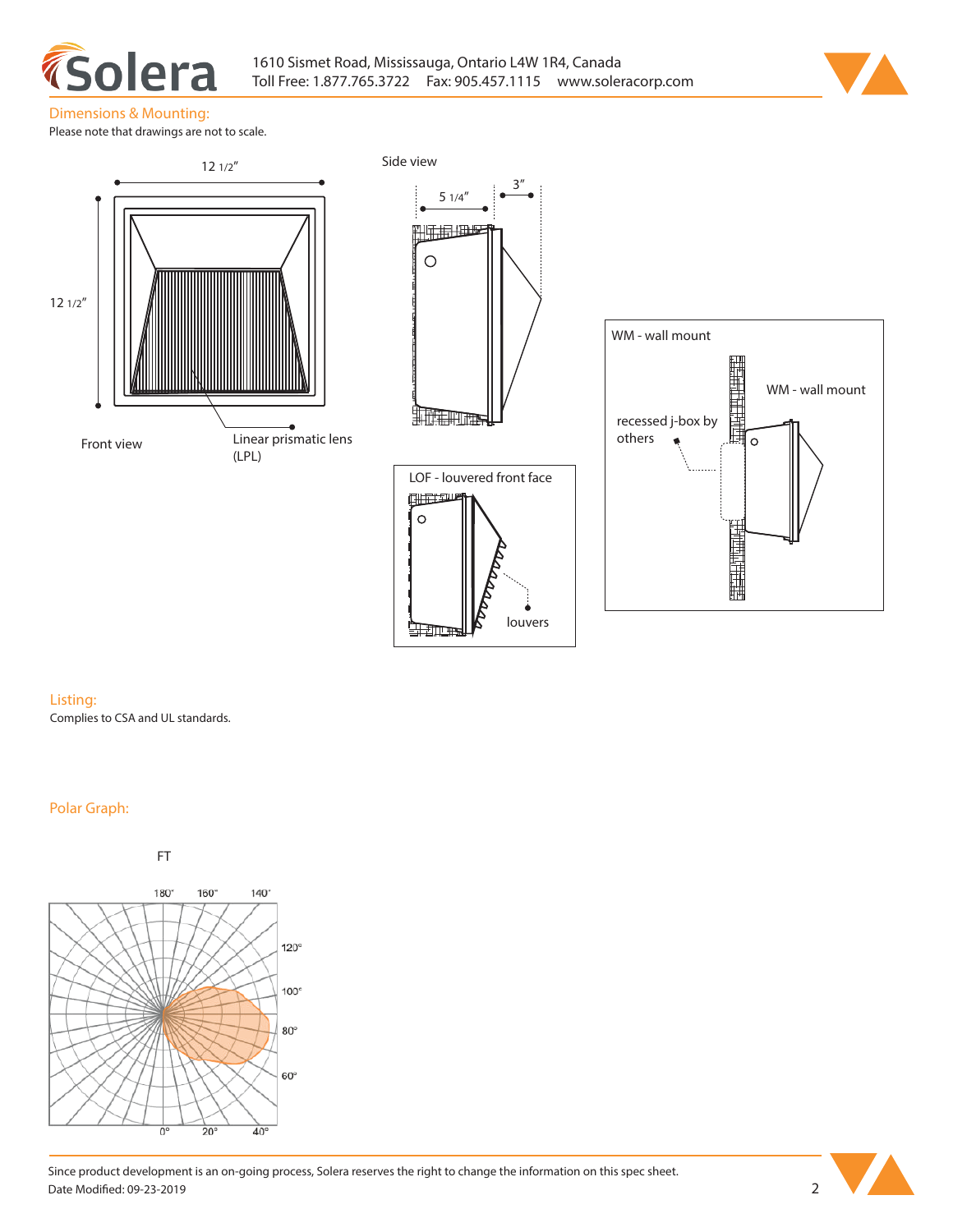1610 Sismet Road, Mississauga, Ontario L4W 1R4, Canada
Toll Free: 1.877.765.3722 Fax: 905.457.1115 www.soleracorp.com

## Dimensions & Mounting:

Please note that drawings are not to scale.

12 1/2″

12 1/2″

Front view

Linear prismatic lens (LPL)

Side view

5 1/4″

3″

LOF - louvered front face

louvers

WM - wall mount

WM - wall mount

recessed j-box by others

## Listing:

Complies to CSA and UL standards.

## Polar Graph:

FT

180° 160° 140°

120°

100°

80°

60°

0° 20° 40°

Since product development is an on-going process, Solera reserves the right to change the information on this spec sheet.
Date Modified: 09-23-2019